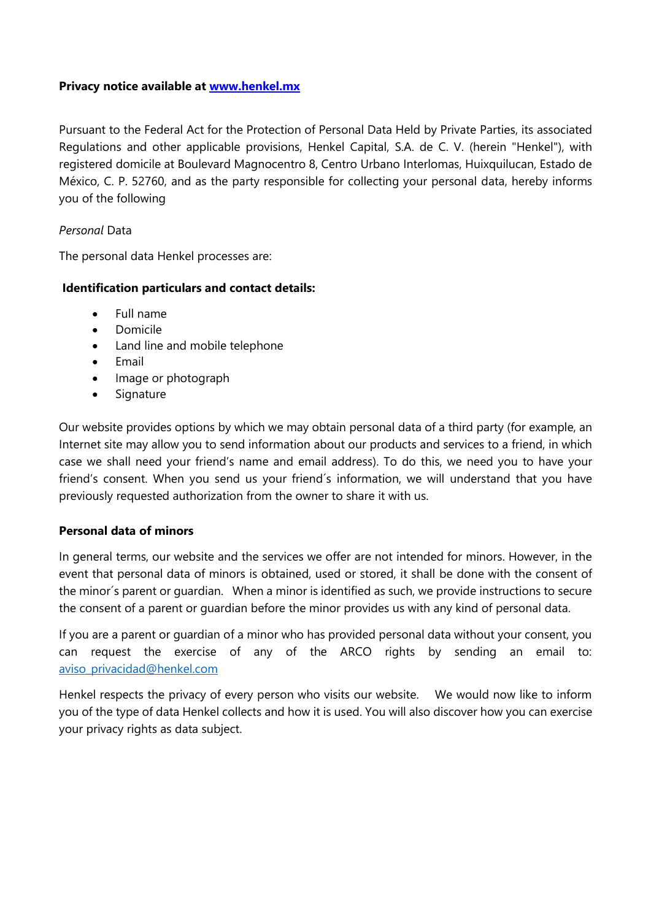**Privacy notice available at [www.henkel.mx](www.henkel.mx)**

Pursuant to the Federal Act for the Protection of Personal Data Held by Private Parties, its associated Regulations and other applicable provisions, Henkel Capital, S.A. de C. V. (herein "Henkel"), with registered domicile at Boulevard Magnocentro 8, Centro Urbano Interlomas, Huixquilucan, Estado de México, C. P. 52760, and as the party responsible for collecting your personal data, hereby informs you of the following

*Personal* Data

The personal data Henkel processes are:

**Identification particulars and contact details:**

- Full name
- Domicile
- Land line and mobile telephone
- Email
- Image or photograph
- Signature

Our website provides options by which we may obtain personal data of a third party (for example, an Internet site may allow you to send information about our products and services to a friend, in which case we shall need your friend's name and email address). To do this, we need you to have your friend's consent. When you send us your friend´s information, we will understand that you have previously requested authorization from the owner to share it with us.

**Personal data of minors**

In general terms, our website and the services we offer are not intended for minors. However, in the event that personal data of minors is obtained, used or stored, it shall be done with the consent of the minor´s parent or guardian. When a minor is identified as such, we provide instructions to secure the consent of a parent or guardian before the minor provides us with any kind of personal data.

If you are a parent or guardian of a minor who has provided personal data without your consent, you can request the exercise of any of the ARCO rights by sending an email to: [aviso_privacidad@henkel.com](mailto:aviso_privacidad@henkel.com)

Henkel respects the privacy of every person who visits our website. We would now like to inform you of the type of data Henkel collects and how it is used. You will also discover how you can exercise your privacy rights as data subject.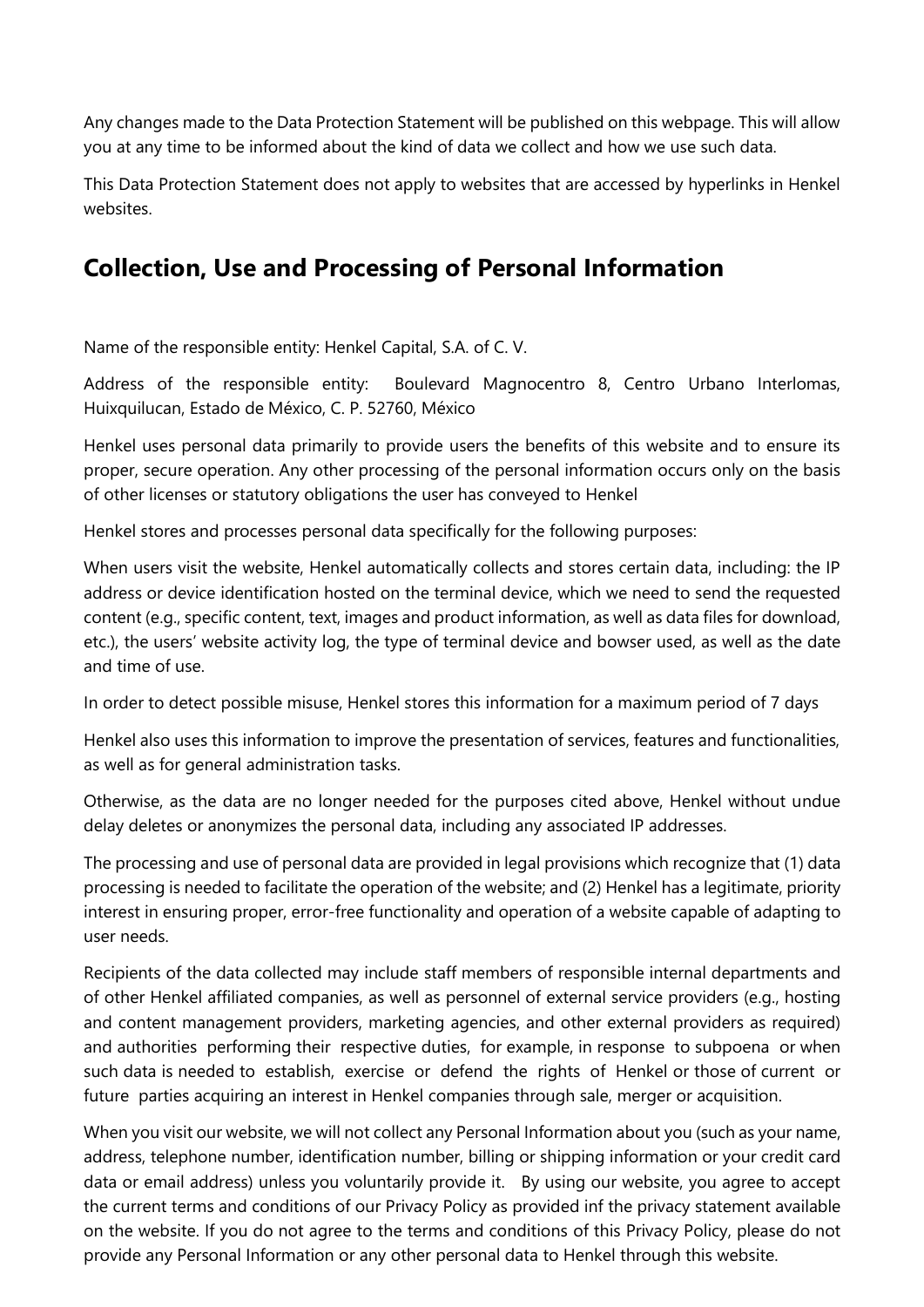Any changes made to the Data Protection Statement will be published on this webpage. This will allow you at any time to be informed about the kind of data we collect and how we use such data.

This Data Protection Statement does not apply to websites that are accessed by hyperlinks in Henkel websites.

## Collection, Use and Processing of Personal Information

Name of the responsible entity: Henkel Capital, S.A. of C. V.

Address of the responsible entity: Boulevard Magnocentro 8, Centro Urbano Interlomas, Huixquilucan, Estado de México, C. P. 52760, México

Henkel uses personal data primarily to provide users the benefits of this website and to ensure its proper, secure operation. Any other processing of the personal information occurs only on the basis of other licenses or statutory obligations the user has conveyed to Henkel

Henkel stores and processes personal data specifically for the following purposes:

When users visit the website, Henkel automatically collects and stores certain data, including: the IP address or device identification hosted on the terminal device, which we need to send the requested content (e.g., specific content, text, images and product information, as well as data files for download, etc.), the users' website activity log, the type of terminal device and bowser used, as well as the date and time of use.

In order to detect possible misuse, Henkel stores this information for a maximum period of 7 days

Henkel also uses this information to improve the presentation of services, features and functionalities, as well as for general administration tasks.

Otherwise, as the data are no longer needed for the purposes cited above, Henkel without undue delay deletes or anonymizes the personal data, including any associated IP addresses.

The processing and use of personal data are provided in legal provisions which recognize that (1) data processing is needed to facilitate the operation of the website; and (2) Henkel has a legitimate, priority interest in ensuring proper, error-free functionality and operation of a website capable of adapting to user needs.

Recipients of the data collected may include staff members of responsible internal departments and of other Henkel affiliated companies, as well as personnel of external service providers (e.g., hosting and content management providers, marketing agencies, and other external providers as required) and authorities performing their respective duties, for example, in response to subpoena or when such data is needed to establish, exercise or defend the rights of Henkel or those of current or future parties acquiring an interest in Henkel companies through sale, merger or acquisition.

When you visit our website, we will not collect any Personal Information about you (such as your name, address, telephone number, identification number, billing or shipping information or your credit card data or email address) unless you voluntarily provide it. By using our website, you agree to accept the current terms and conditions of our Privacy Policy as provided inf the privacy statement available on the website. If you do not agree to the terms and conditions of this Privacy Policy, please do not provide any Personal Information or any other personal data to Henkel through this website.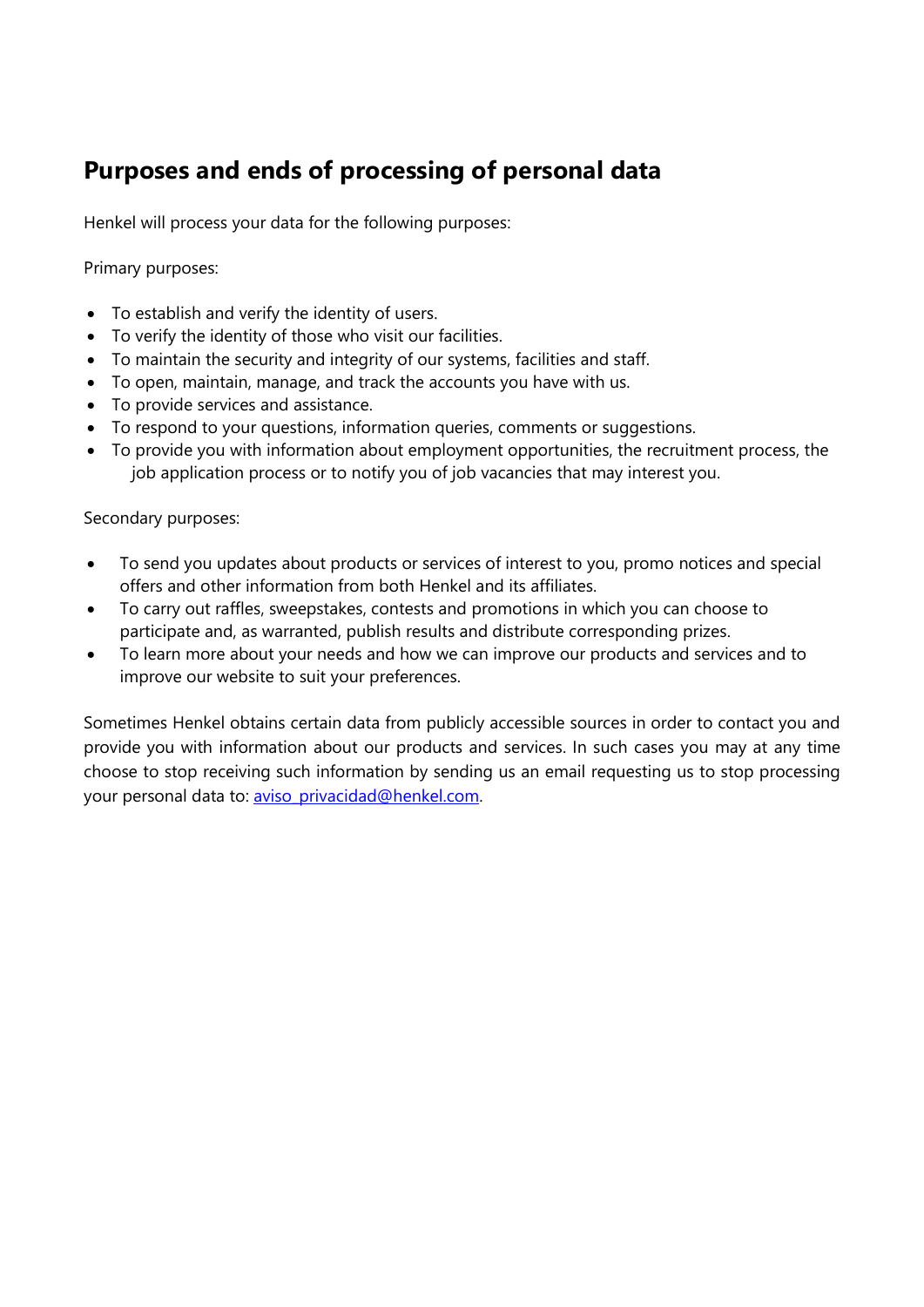## Purposes and ends of processing of personal data

Henkel will process your data for the following purposes:

Primary purposes:

- To establish and verify the identity of users.
- To verify the identity of those who visit our facilities.
- To maintain the security and integrity of our systems, facilities and staff.
- To open, maintain, manage, and track the accounts you have with us.
- To provide services and assistance.
- To respond to your questions, information queries, comments or suggestions.
- To provide you with information about employment opportunities, the recruitment process, the job application process or to notify you of job vacancies that may interest you.

Secondary purposes:

- To send you updates about products or services of interest to you, promo notices and special offers and other information from both Henkel and its affiliates.
- To carry out raffles, sweepstakes, contests and promotions in which you can choose to participate and, as warranted, publish results and distribute corresponding prizes.
- To learn more about your needs and how we can improve our products and services and to improve our website to suit your preferences.

Sometimes Henkel obtains certain data from publicly accessible sources in order to contact you and provide you with information about our products and services. In such cases you may at any time choose to stop receiving such information by sending us an email requesting us to stop processing your personal data to: [aviso_privacidad@henkel.com](mailto:aviso_privacidad@henkel.com).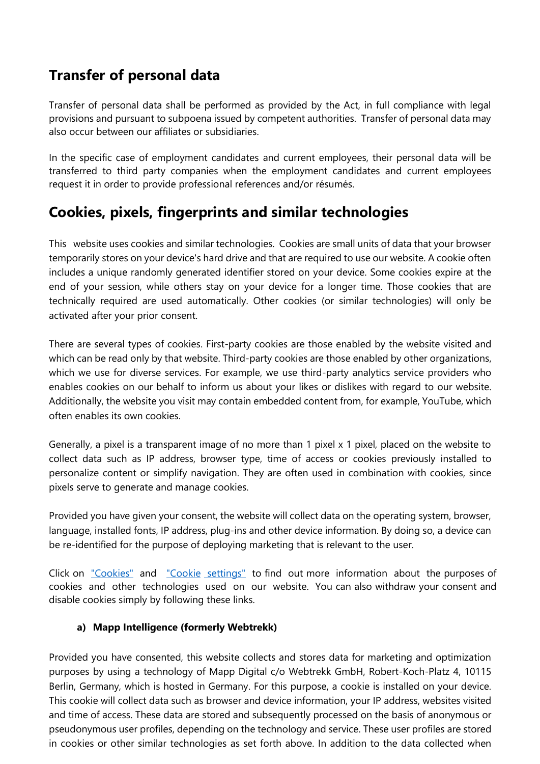## Transfer of personal data

Transfer of personal data shall be performed as provided by the Act, in full compliance with legal provisions and pursuant to subpoena issued by competent authorities. Transfer of personal data may also occur between our affiliates or subsidiaries.

In the specific case of employment candidates and current employees, their personal data will be transferred to third party companies when the employment candidates and current employees request it in order to provide professional references and/or résumés.

## Cookies, pixels, fingerprints and similar technologies

This website uses cookies and similar technologies. Cookies are small units of data that your browser temporarily stores on your device's hard drive and that are required to use our website. A cookie often includes a unique randomly generated identifier stored on your device. Some cookies expire at the end of your session, while others stay on your device for a longer time. Those cookies that are technically required are used automatically. Other cookies (or similar technologies) will only be activated after your prior consent.

There are several types of cookies. First-party cookies are those enabled by the website visited and which can be read only by that website. Third-party cookies are those enabled by other organizations, which we use for diverse services. For example, we use third-party analytics service providers who enables cookies on our behalf to inform us about your likes or dislikes with regard to our website. Additionally, the website you visit may contain embedded content from, for example, YouTube, which often enables its own cookies.

Generally, a pixel is a transparent image of no more than 1 pixel x 1 pixel, placed on the website to collect data such as IP address, browser type, time of access or cookies previously installed to personalize content or simplify navigation. They are often used in combination with cookies, since pixels serve to generate and manage cookies.

Provided you have given your consent, the website will collect data on the operating system, browser, language, installed fonts, IP address, plug-ins and other device information. By doing so, a device can be re-identified for the purpose of deploying marketing that is relevant to the user.

Click on "Cookies" and "Cookie settings" to find out more information about the purposes of cookies and other technologies used on our website. You can also withdraw your consent and disable cookies simply by following these links.

**a) Mapp Intelligence (formerly Webtrekk)**

Provided you have consented, this website collects and stores data for marketing and optimization purposes by using a technology of Mapp Digital c/o Webtrekk GmbH, Robert-Koch-Platz 4, 10115 Berlin, Germany, which is hosted in Germany. For this purpose, a cookie is installed on your device. This cookie will collect data such as browser and device information, your IP address, websites visited and time of access. These data are stored and subsequently processed on the basis of anonymous or pseudonymous user profiles, depending on the technology and service. These user profiles are stored in cookies or other similar technologies as set forth above. In addition to the data collected when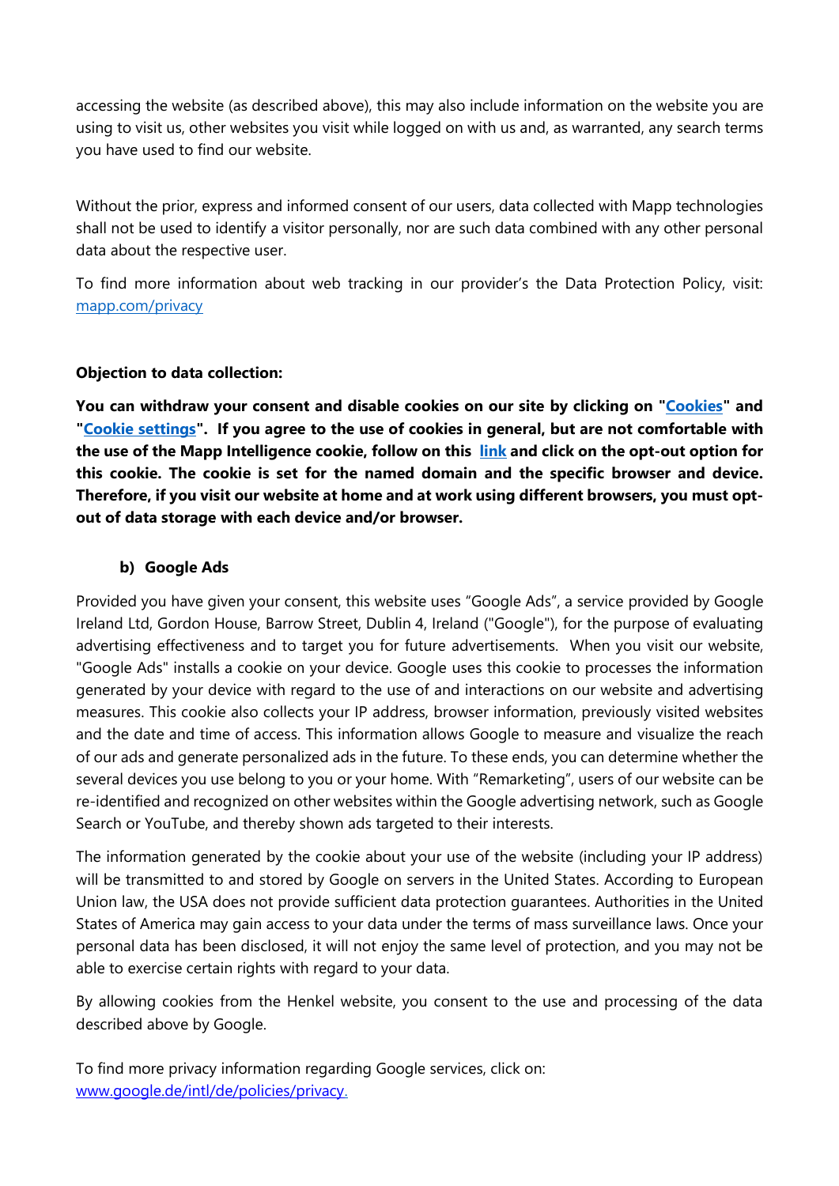accessing the website (as described above), this may also include information on the website you are using to visit us, other websites you visit while logged on with us and, as warranted, any search terms you have used to find our website.

Without the prior, express and informed consent of our users, data collected with Mapp technologies shall not be used to identify a visitor personally, nor are such data combined with any other personal data about the respective user.

To find more information about web tracking in our provider's the Data Protection Policy, visit: [mapp.com/privacy](mapp.com/privacy)

**Objection to data collection:**

**You can withdraw your consent and disable cookies on our site by clicking on "Cookies" and "Cookie settings". If you agree to the use of cookies in general, but are not comfortable with the use of the Mapp Intelligence cookie, follow on this link and click on the opt-out option for this cookie. The cookie is set for the named domain and the specific browser and device. Therefore, if you visit our website at home and at work using different browsers, you must opt-out of data storage with each device and/or browser.**

### b) Google Ads

Provided you have given your consent, this website uses "Google Ads", a service provided by Google Ireland Ltd, Gordon House, Barrow Street, Dublin 4, Ireland ("Google"), for the purpose of evaluating advertising effectiveness and to target you for future advertisements. When you visit our website, "Google Ads" installs a cookie on your device. Google uses this cookie to processes the information generated by your device with regard to the use of and interactions on our website and advertising measures. This cookie also collects your IP address, browser information, previously visited websites and the date and time of access. This information allows Google to measure and visualize the reach of our ads and generate personalized ads in the future. To these ends, you can determine whether the several devices you use belong to you or your home. With "Remarketing", users of our website can be re-identified and recognized on other websites within the Google advertising network, such as Google Search or YouTube, and thereby shown ads targeted to their interests.

The information generated by the cookie about your use of the website (including your IP address) will be transmitted to and stored by Google on servers in the United States. According to European Union law, the USA does not provide sufficient data protection guarantees. Authorities in the United States of America may gain access to your data under the terms of mass surveillance laws. Once your personal data has been disclosed, it will not enjoy the same level of protection, and you may not be able to exercise certain rights with regard to your data.

By allowing cookies from the Henkel website, you consent to the use and processing of the data described above by Google.

To find more privacy information regarding Google services, click on:
[www.google.de/intl/de/policies/privacy.](www.google.de/intl/de/policies/privacy)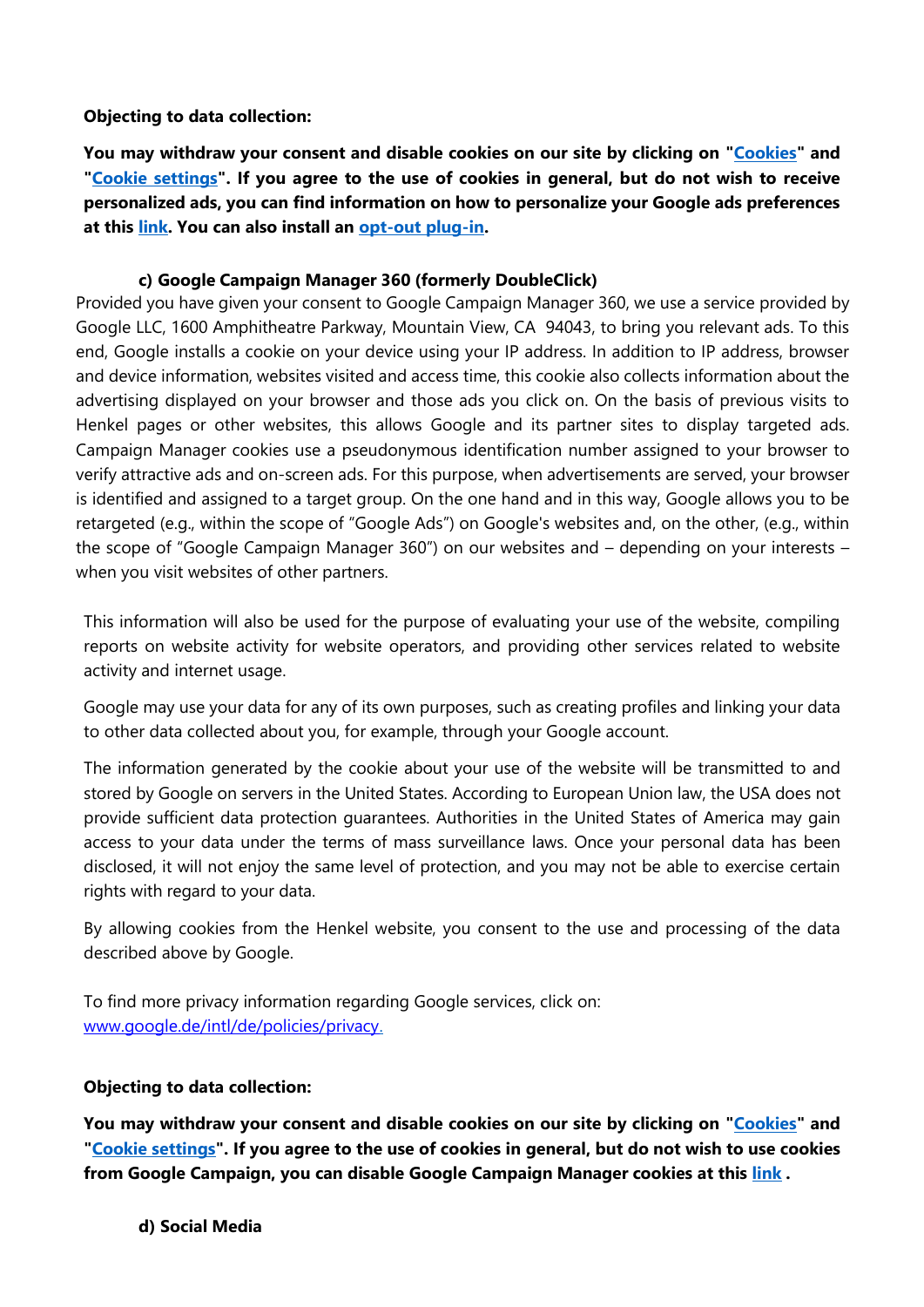**Objecting to data collection:**

**You may withdraw your consent and disable cookies on our site by clicking on "Cookies" and "Cookie settings". If you agree to the use of cookies in general, but do not wish to receive personalized ads, you can find information on how to personalize your Google ads preferences at this link. You can also install an opt-out plug-in.**

**c) Google Campaign Manager 360 (formerly DoubleClick)**

Provided you have given your consent to Google Campaign Manager 360, we use a service provided by Google LLC, 1600 Amphitheatre Parkway, Mountain View, CA 94043, to bring you relevant ads. To this end, Google installs a cookie on your device using your IP address. In addition to IP address, browser and device information, websites visited and access time, this cookie also collects information about the advertising displayed on your browser and those ads you click on. On the basis of previous visits to Henkel pages or other websites, this allows Google and its partner sites to display targeted ads. Campaign Manager cookies use a pseudonymous identification number assigned to your browser to verify attractive ads and on-screen ads. For this purpose, when advertisements are served, your browser is identified and assigned to a target group. On the one hand and in this way, Google allows you to be retargeted (e.g., within the scope of "Google Ads") on Google's websites and, on the other, (e.g., within the scope of "Google Campaign Manager 360") on our websites and – depending on your interests – when you visit websites of other partners.

This information will also be used for the purpose of evaluating your use of the website, compiling reports on website activity for website operators, and providing other services related to website activity and internet usage.

Google may use your data for any of its own purposes, such as creating profiles and linking your data to other data collected about you, for example, through your Google account.

The information generated by the cookie about your use of the website will be transmitted to and stored by Google on servers in the United States. According to European Union law, the USA does not provide sufficient data protection guarantees. Authorities in the United States of America may gain access to your data under the terms of mass surveillance laws. Once your personal data has been disclosed, it will not enjoy the same level of protection, and you may not be able to exercise certain rights with regard to your data.

By allowing cookies from the Henkel website, you consent to the use and processing of the data described above by Google.

To find more privacy information regarding Google services, click on: www.google.de/intl/de/policies/privacy.

**Objecting to data collection:**

**You may withdraw your consent and disable cookies on our site by clicking on "Cookies" and "Cookie settings". If you agree to the use of cookies in general, but do not wish to use cookies from Google Campaign, you can disable Google Campaign Manager cookies at this link .**

**d) Social Media**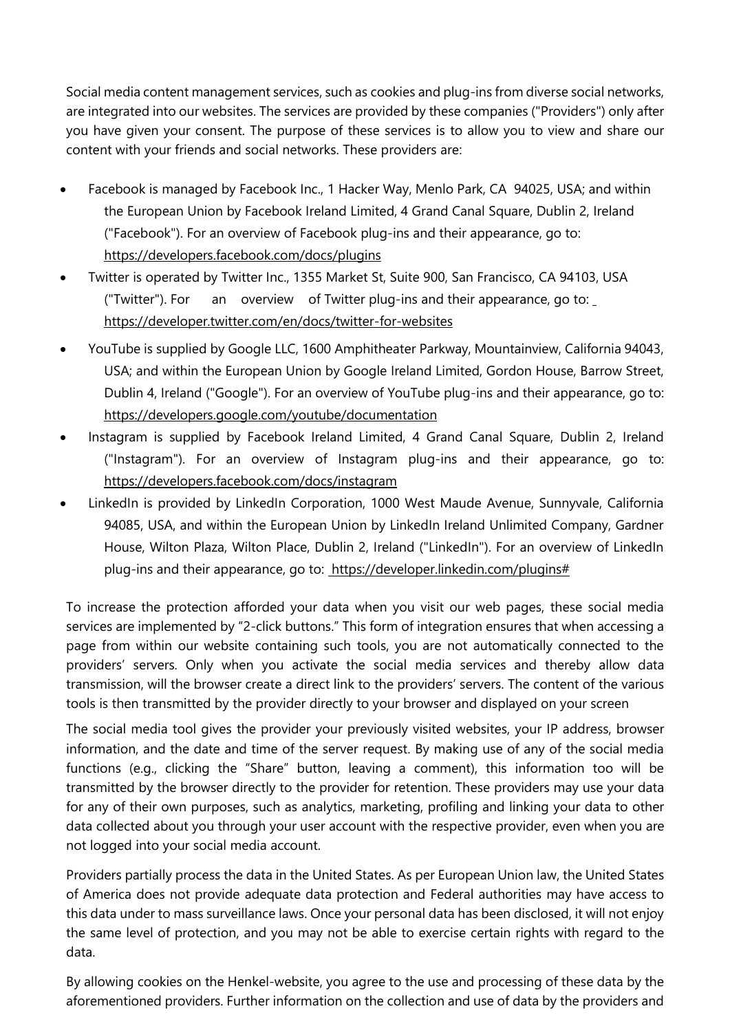Social media content management services, such as cookies and plug-ins from diverse social networks, are integrated into our websites. The services are provided by these companies ("Providers") only after you have given your consent. The purpose of these services is to allow you to view and share our content with your friends and social networks. These providers are:

- Facebook is managed by Facebook Inc., 1 Hacker Way, Menlo Park, CA 94025, USA; and within the European Union by Facebook Ireland Limited, 4 Grand Canal Square, Dublin 2, Ireland ("Facebook"). For an overview of Facebook plug-ins and their appearance, go to: https://developers.facebook.com/docs/plugins
- Twitter is operated by Twitter Inc., 1355 Market St, Suite 900, San Francisco, CA 94103, USA ("Twitter"). For an overview of Twitter plug-ins and their appearance, go to: https://developer.twitter.com/en/docs/twitter-for-websites
- YouTube is supplied by Google LLC, 1600 Amphitheater Parkway, Mountainview, California 94043, USA; and within the European Union by Google Ireland Limited, Gordon House, Barrow Street, Dublin 4, Ireland ("Google"). For an overview of YouTube plug-ins and their appearance, go to: https://developers.google.com/youtube/documentation
- Instagram is supplied by Facebook Ireland Limited, 4 Grand Canal Square, Dublin 2, Ireland ("Instagram"). For an overview of Instagram plug-ins and their appearance, go to: https://developers.facebook.com/docs/instagram
- LinkedIn is provided by LinkedIn Corporation, 1000 West Maude Avenue, Sunnyvale, California 94085, USA, and within the European Union by LinkedIn Ireland Unlimited Company, Gardner House, Wilton Plaza, Wilton Place, Dublin 2, Ireland ("LinkedIn"). For an overview of LinkedIn plug-ins and their appearance, go to: https://developer.linkedin.com/plugins#

To increase the protection afforded your data when you visit our web pages, these social media services are implemented by "2-click buttons." This form of integration ensures that when accessing a page from within our website containing such tools, you are not automatically connected to the providers' servers. Only when you activate the social media services and thereby allow data transmission, will the browser create a direct link to the providers' servers. The content of the various tools is then transmitted by the provider directly to your browser and displayed on your screen

The social media tool gives the provider your previously visited websites, your IP address, browser information, and the date and time of the server request. By making use of any of the social media functions (e.g., clicking the "Share" button, leaving a comment), this information too will be transmitted by the browser directly to the provider for retention. These providers may use your data for any of their own purposes, such as analytics, marketing, profiling and linking your data to other data collected about you through your user account with the respective provider, even when you are not logged into your social media account.

Providers partially process the data in the United States. As per European Union law, the United States of America does not provide adequate data protection and Federal authorities may have access to this data under to mass surveillance laws. Once your personal data has been disclosed, it will not enjoy the same level of protection, and you may not be able to exercise certain rights with regard to the data.

By allowing cookies on the Henkel-website, you agree to the use and processing of these data by the aforementioned providers. Further information on the collection and use of data by the providers and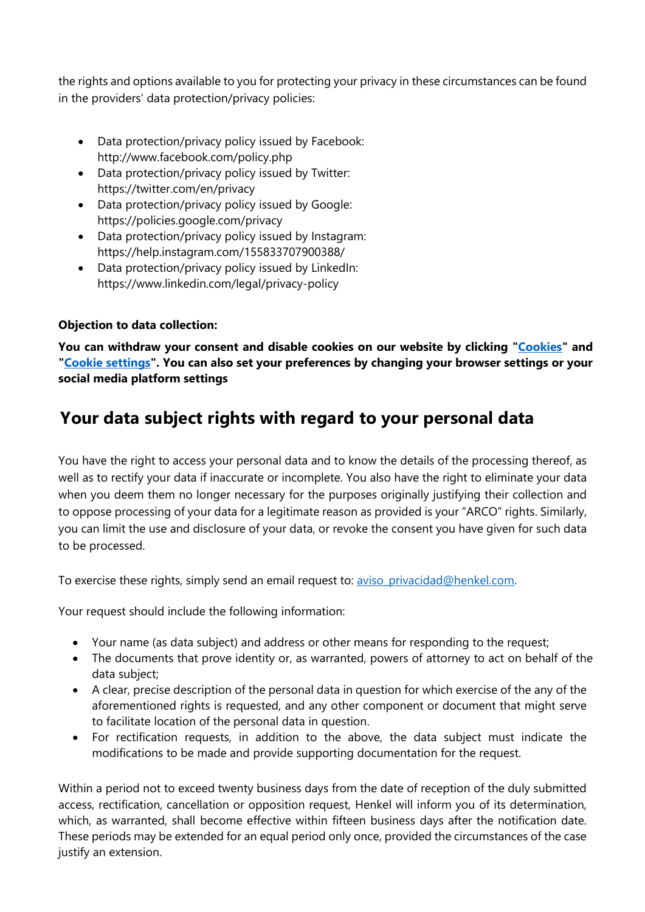the rights and options available to you for protecting your privacy in these circumstances can be found in the providers' data protection/privacy policies:

- Data protection/privacy policy issued by Facebook: http://www.facebook.com/policy.php
- Data protection/privacy policy issued by Twitter: https://twitter.com/en/privacy
- Data protection/privacy policy issued by Google: https://policies.google.com/privacy
- Data protection/privacy policy issued by Instagram: https://help.instagram.com/155833707900388/
- Data protection/privacy policy issued by LinkedIn: https://www.linkedin.com/legal/privacy-policy

**Objection to data collection:**

**You can withdraw your consent and disable cookies on our website by clicking "Cookies" and "Cookie settings". You can also set your preferences by changing your browser settings or your social media platform settings**

## Your data subject rights with regard to your personal data

You have the right to access your personal data and to know the details of the processing thereof, as well as to rectify your data if inaccurate or incomplete. You also have the right to eliminate your data when you deem them no longer necessary for the purposes originally justifying their collection and to oppose processing of your data for a legitimate reason as provided is your "ARCO" rights. Similarly, you can limit the use and disclosure of your data, or revoke the consent you have given for such data to be processed.

To exercise these rights, simply send an email request to: aviso_privacidad@henkel.com.

Your request should include the following information:

- Your name (as data subject) and address or other means for responding to the request;
- The documents that prove identity or, as warranted, powers of attorney to act on behalf of the data subject;
- A clear, precise description of the personal data in question for which exercise of the any of the aforementioned rights is requested, and any other component or document that might serve to facilitate location of the personal data in question.
- For rectification requests, in addition to the above, the data subject must indicate the modifications to be made and provide supporting documentation for the request.

Within a period not to exceed twenty business days from the date of reception of the duly submitted access, rectification, cancellation or opposition request, Henkel will inform you of its determination, which, as warranted, shall become effective within fifteen business days after the notification date. These periods may be extended for an equal period only once, provided the circumstances of the case justify an extension.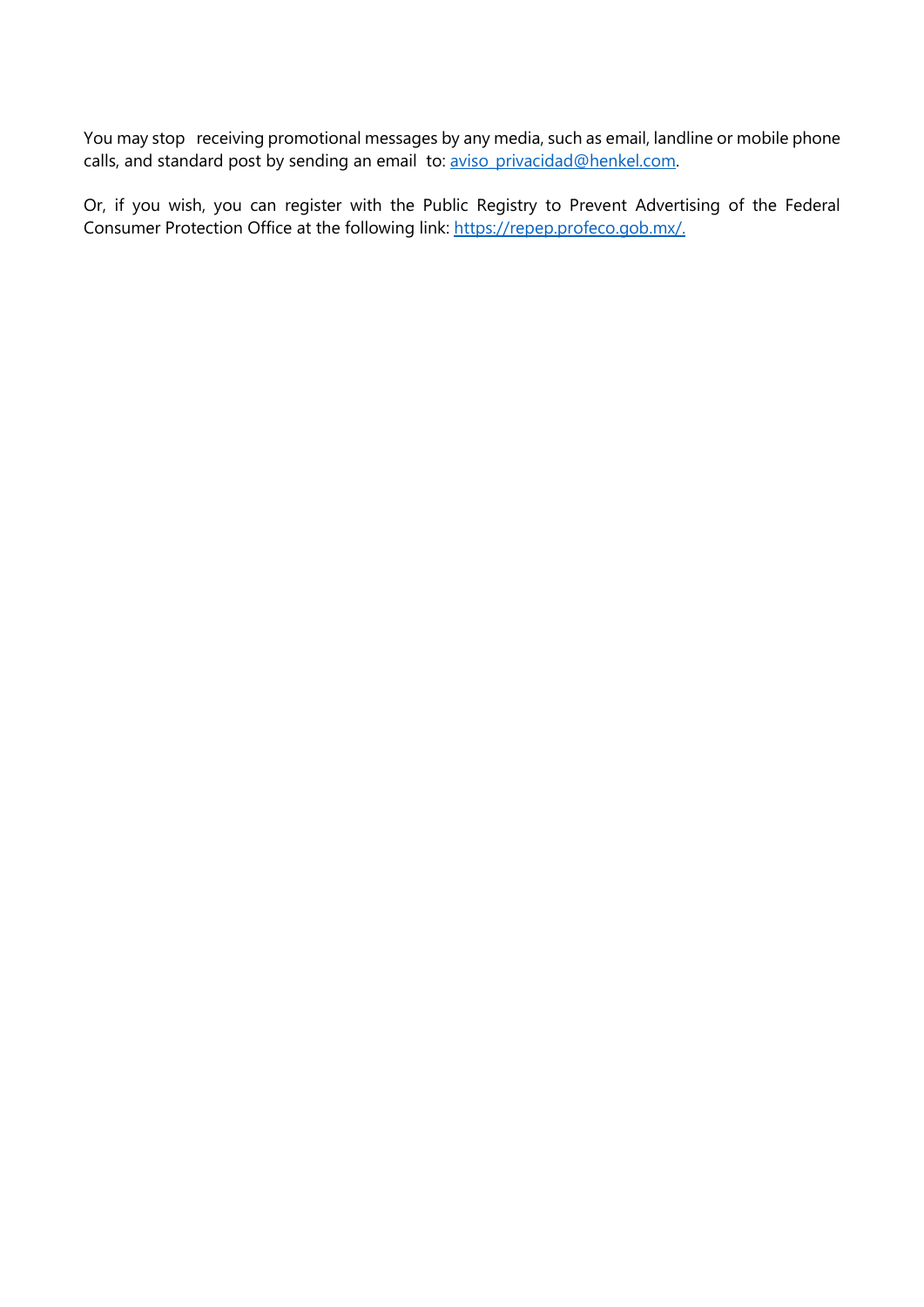You may stop receiving promotional messages by any media, such as email, landline or mobile phone calls, and standard post by sending an email to: aviso_privacidad@henkel.com.

Or, if you wish, you can register with the Public Registry to Prevent Advertising of the Federal Consumer Protection Office at the following link: https://repep.profeco.gob.mx/.